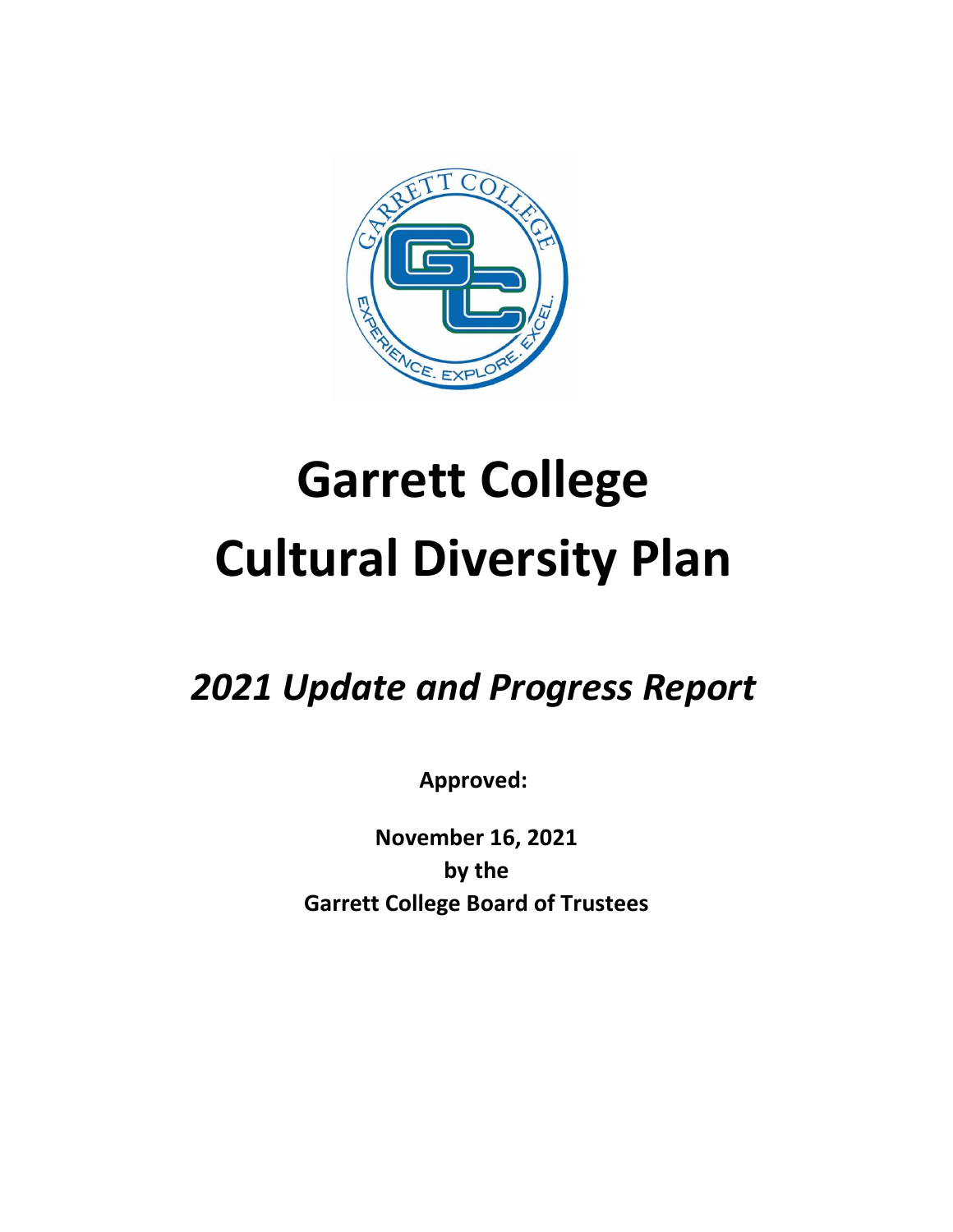# Garrett College Cultural Diversity Plan

## *2021 Update and Progress Report*

**Approved:**

**November 16, 2021**
**by the**
**Garrett College Board of Trustees**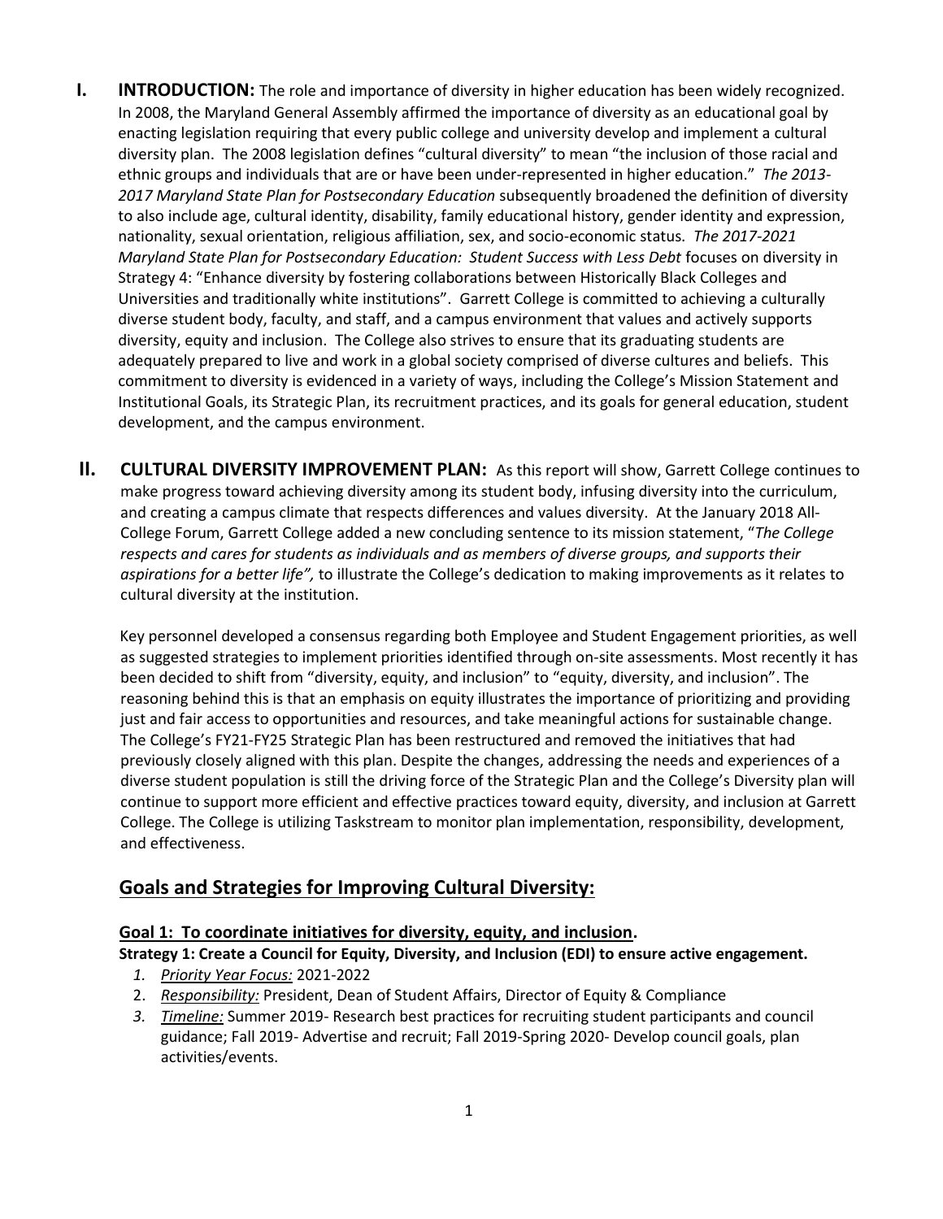## I. INTRODUCTION:

The role and importance of diversity in higher education has been widely recognized. In 2008, the Maryland General Assembly affirmed the importance of diversity as an educational goal by enacting legislation requiring that every public college and university develop and implement a cultural diversity plan. The 2008 legislation defines "cultural diversity" to mean "the inclusion of those racial and ethnic groups and individuals that are or have been under-represented in higher education." *The 2013-2017 Maryland State Plan for Postsecondary Education* subsequently broadened the definition of diversity to also include age, cultural identity, disability, family educational history, gender identity and expression, nationality, sexual orientation, religious affiliation, sex, and socio-economic status. *The 2017-2021 Maryland State Plan for Postsecondary Education: Student Success with Less Debt* focuses on diversity in Strategy 4: "Enhance diversity by fostering collaborations between Historically Black Colleges and Universities and traditionally white institutions". Garrett College is committed to achieving a culturally diverse student body, faculty, and staff, and a campus environment that values and actively supports diversity, equity and inclusion. The College also strives to ensure that its graduating students are adequately prepared to live and work in a global society comprised of diverse cultures and beliefs. This commitment to diversity is evidenced in a variety of ways, including the College's Mission Statement and Institutional Goals, its Strategic Plan, its recruitment practices, and its goals for general education, student development, and the campus environment.

## II. CULTURAL DIVERSITY IMPROVEMENT PLAN:

As this report will show, Garrett College continues to make progress toward achieving diversity among its student body, infusing diversity into the curriculum, and creating a campus climate that respects differences and values diversity. At the January 2018 All-College Forum, Garrett College added a new concluding sentence to its mission statement, "*The College respects and cares for students as individuals and as members of diverse groups, and supports their aspirations for a better life",* to illustrate the College's dedication to making improvements as it relates to cultural diversity at the institution.

Key personnel developed a consensus regarding both Employee and Student Engagement priorities, as well as suggested strategies to implement priorities identified through on-site assessments. Most recently it has been decided to shift from "diversity, equity, and inclusion" to "equity, diversity, and inclusion". The reasoning behind this is that an emphasis on equity illustrates the importance of prioritizing and providing just and fair access to opportunities and resources, and take meaningful actions for sustainable change. The College's FY21-FY25 Strategic Plan has been restructured and removed the initiatives that had previously closely aligned with this plan. Despite the changes, addressing the needs and experiences of a diverse student population is still the driving force of the Strategic Plan and the College's Diversity plan will continue to support more efficient and effective practices toward equity, diversity, and inclusion at Garrett College. The College is utilizing Taskstream to monitor plan implementation, responsibility, development, and effectiveness.

### Goals and Strategies for Improving Cultural Diversity:

#### Goal 1: To coordinate initiatives for diversity, equity, and inclusion.

**Strategy 1: Create a Council for Equity, Diversity, and Inclusion (EDI) to ensure active engagement.**

1. *Priority Year Focus:* 2021-2022
2. *Responsibility:* President, Dean of Student Affairs, Director of Equity & Compliance
3. *Timeline:* Summer 2019- Research best practices for recruiting student participants and council guidance; Fall 2019- Advertise and recruit; Fall 2019-Spring 2020- Develop council goals, plan activities/events.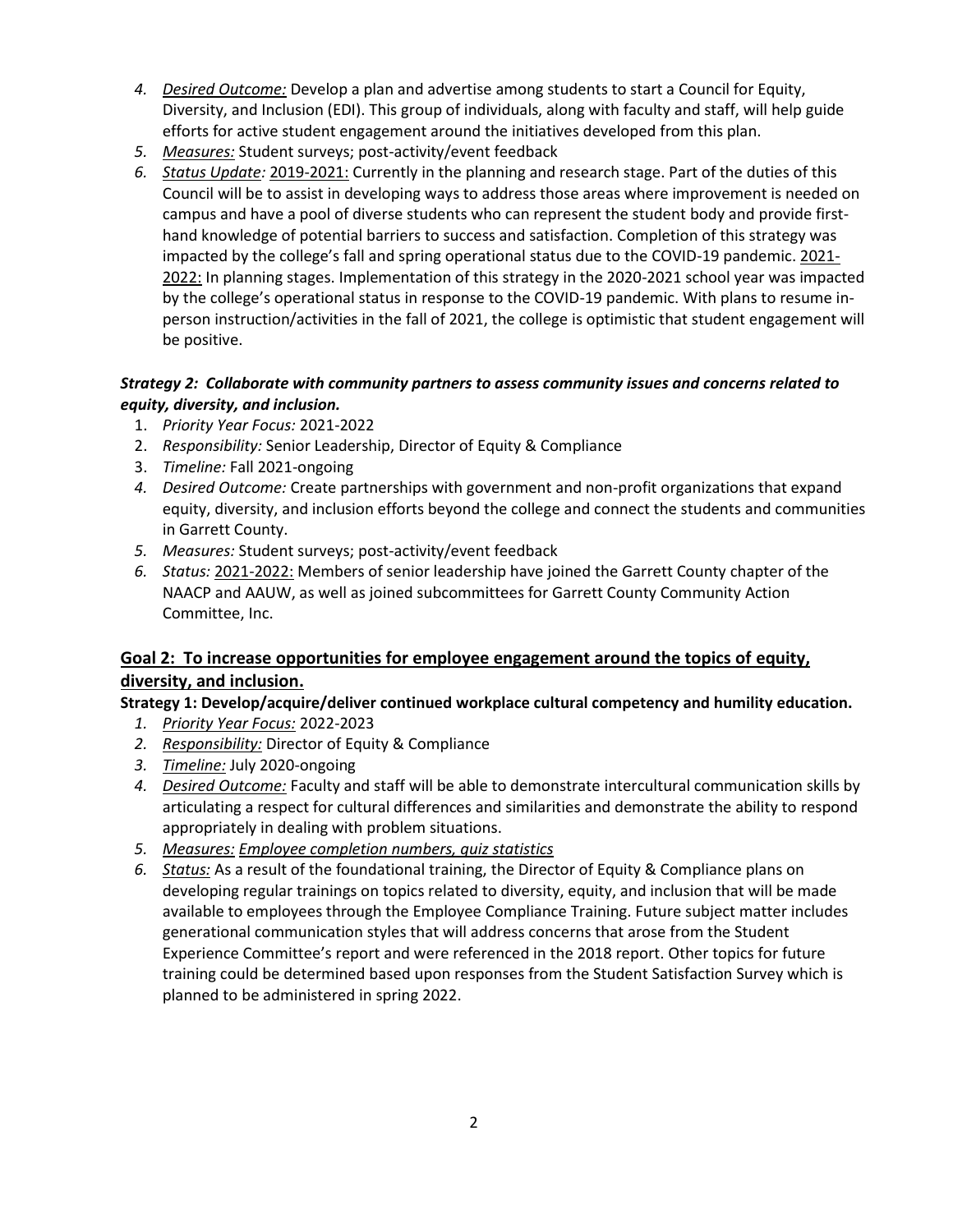4. *Desired Outcome:* Develop a plan and advertise among students to start a Council for Equity, Diversity, and Inclusion (EDI). This group of individuals, along with faculty and staff, will help guide efforts for active student engagement around the initiatives developed from this plan.
5. *Measures:* Student surveys; post-activity/event feedback
6. *Status Update:* 2019-2021: Currently in the planning and research stage. Part of the duties of this Council will be to assist in developing ways to address those areas where improvement is needed on campus and have a pool of diverse students who can represent the student body and provide first-hand knowledge of potential barriers to success and satisfaction. Completion of this strategy was impacted by the college's fall and spring operational status due to the COVID-19 pandemic. 2021-2022: In planning stages. Implementation of this strategy in the 2020-2021 school year was impacted by the college's operational status in response to the COVID-19 pandemic. With plans to resume in-person instruction/activities in the fall of 2021, the college is optimistic that student engagement will be positive.

***Strategy 2: Collaborate with community partners to assess community issues and concerns related to equity, diversity, and inclusion.***

1. *Priority Year Focus:* 2021-2022
2. *Responsibility:* Senior Leadership, Director of Equity & Compliance
3. *Timeline:* Fall 2021-ongoing
4. *Desired Outcome:* Create partnerships with government and non-profit organizations that expand equity, diversity, and inclusion efforts beyond the college and connect the students and communities in Garrett County.
5. *Measures:* Student surveys; post-activity/event feedback
6. *Status:* 2021-2022: Members of senior leadership have joined the Garrett County chapter of the NAACP and AAUW, as well as joined subcommittees for Garrett County Community Action Committee, Inc.

## Goal 2: To increase opportunities for employee engagement around the topics of equity, diversity, and inclusion.

**Strategy 1: Develop/acquire/deliver continued workplace cultural competency and humility education.**

1. *Priority Year Focus:* 2022-2023
2. *Responsibility:* Director of Equity & Compliance
3. *Timeline:* July 2020-ongoing
4. *Desired Outcome:* Faculty and staff will be able to demonstrate intercultural communication skills by articulating a respect for cultural differences and similarities and demonstrate the ability to respond appropriately in dealing with problem situations.
5. *Measures: Employee completion numbers, quiz statistics*
6. *Status:* As a result of the foundational training, the Director of Equity & Compliance plans on developing regular trainings on topics related to diversity, equity, and inclusion that will be made available to employees through the Employee Compliance Training. Future subject matter includes generational communication styles that will address concerns that arose from the Student Experience Committee's report and were referenced in the 2018 report. Other topics for future training could be determined based upon responses from the Student Satisfaction Survey which is planned to be administered in spring 2022.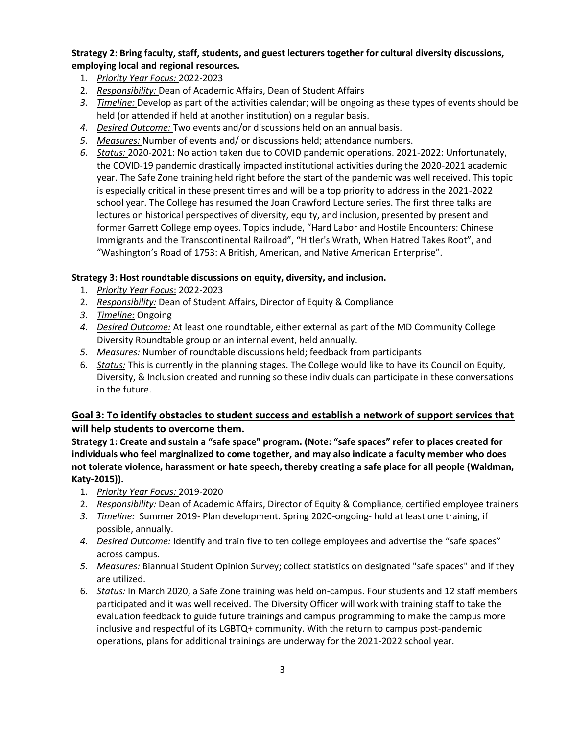**Strategy 2: Bring faculty, staff, students, and guest lecturers together for cultural diversity discussions, employing local and regional resources.**

1. *Priority Year Focus:* 2022-2023
2. *Responsibility:* Dean of Academic Affairs, Dean of Student Affairs
3. *Timeline:* Develop as part of the activities calendar; will be ongoing as these types of events should be held (or attended if held at another institution) on a regular basis.
4. *Desired Outcome:* Two events and/or discussions held on an annual basis.
5. *Measures:* Number of events and/ or discussions held; attendance numbers.
6. *Status:* 2020-2021: No action taken due to COVID pandemic operations. 2021-2022: Unfortunately, the COVID-19 pandemic drastically impacted institutional activities during the 2020-2021 academic year. The Safe Zone training held right before the start of the pandemic was well received. This topic is especially critical in these present times and will be a top priority to address in the 2021-2022 school year. The College has resumed the Joan Crawford Lecture series. The first three talks are lectures on historical perspectives of diversity, equity, and inclusion, presented by present and former Garrett College employees. Topics include, "Hard Labor and Hostile Encounters: Chinese Immigrants and the Transcontinental Railroad", "Hitler's Wrath, When Hatred Takes Root", and "Washington's Road of 1753: A British, American, and Native American Enterprise".

**Strategy 3: Host roundtable discussions on equity, diversity, and inclusion.**

1. *Priority Year Focus*: 2022-2023
2. *Responsibility:* Dean of Student Affairs, Director of Equity & Compliance
3. *Timeline:* Ongoing
4. *Desired Outcome:* At least one roundtable, either external as part of the MD Community College Diversity Roundtable group or an internal event, held annually.
5. *Measures:* Number of roundtable discussions held; feedback from participants
6. *Status:* This is currently in the planning stages. The College would like to have its Council on Equity, Diversity, & Inclusion created and running so these individuals can participate in these conversations in the future.

## Goal 3: To identify obstacles to student success and establish a network of support services that will help students to overcome them.

**Strategy 1: Create and sustain a "safe space" program. (Note: "safe spaces" refer to places created for individuals who feel marginalized to come together, and may also indicate a faculty member who does not tolerate violence, harassment or hate speech, thereby creating a safe place for all people (Waldman, Katy-2015)).**

1. *Priority Year Focus:* 2019-2020
2. *Responsibility:* Dean of Academic Affairs, Director of Equity & Compliance, certified employee trainers
3. *Timeline:* Summer 2019- Plan development. Spring 2020-ongoing- hold at least one training, if possible, annually.
4. *Desired Outcome:* Identify and train five to ten college employees and advertise the "safe spaces" across campus.
5. *Measures:* Biannual Student Opinion Survey; collect statistics on designated "safe spaces" and if they are utilized.
6. *Status:* In March 2020, a Safe Zone training was held on-campus. Four students and 12 staff members participated and it was well received. The Diversity Officer will work with training staff to take the evaluation feedback to guide future trainings and campus programming to make the campus more inclusive and respectful of its LGBTQ+ community. With the return to campus post-pandemic operations, plans for additional trainings are underway for the 2021-2022 school year.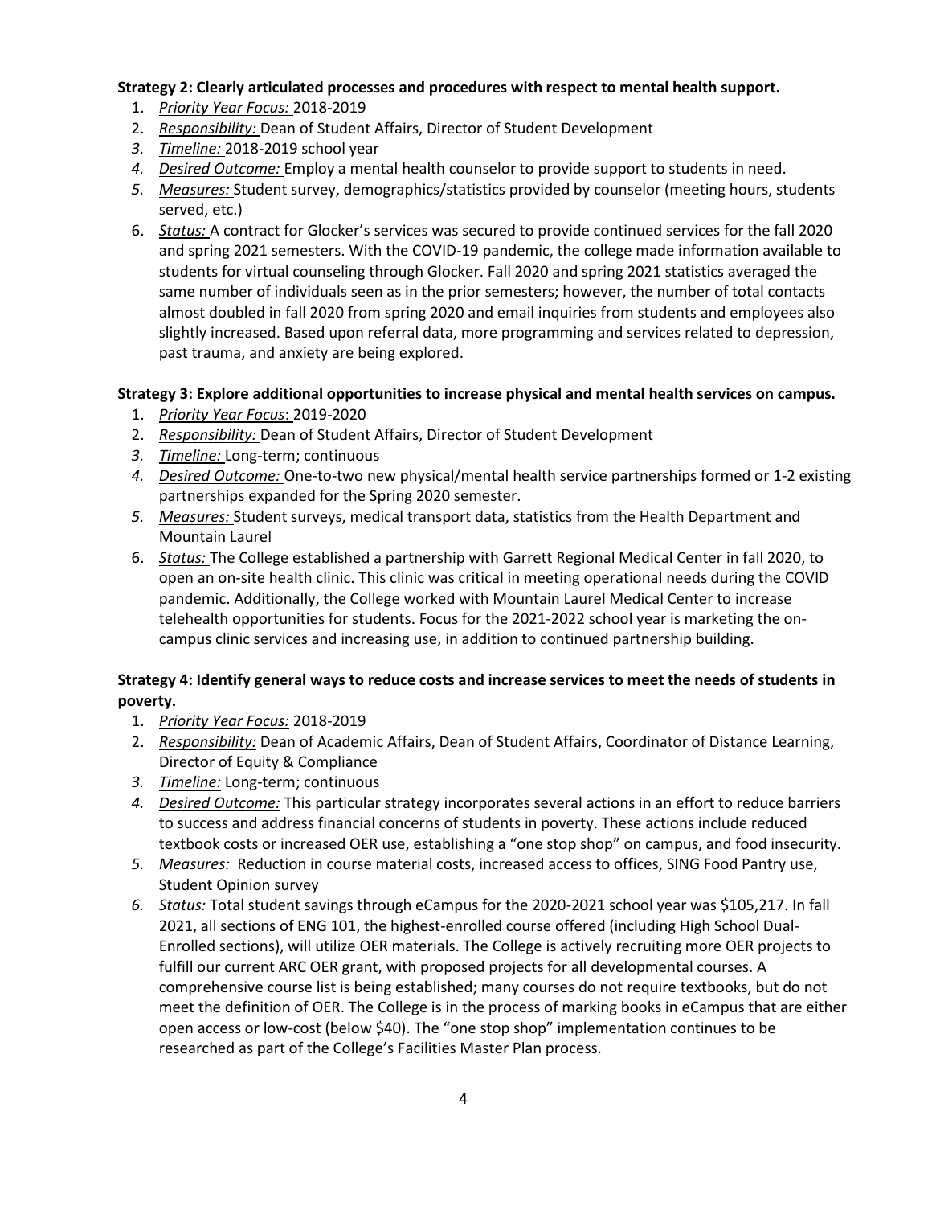**Strategy 2: Clearly articulated processes and procedures with respect to mental health support.**

1. *Priority Year Focus:* 2018-2019
2. *Responsibility:* Dean of Student Affairs, Director of Student Development
3. *Timeline:* 2018-2019 school year
4. *Desired Outcome:* Employ a mental health counselor to provide support to students in need.
5. *Measures:* Student survey, demographics/statistics provided by counselor (meeting hours, students served, etc.)
6. *Status:* A contract for Glocker's services was secured to provide continued services for the fall 2020 and spring 2021 semesters. With the COVID-19 pandemic, the college made information available to students for virtual counseling through Glocker. Fall 2020 and spring 2021 statistics averaged the same number of individuals seen as in the prior semesters; however, the number of total contacts almost doubled in fall 2020 from spring 2020 and email inquiries from students and employees also slightly increased. Based upon referral data, more programming and services related to depression, past trauma, and anxiety are being explored.

**Strategy 3: Explore additional opportunities to increase physical and mental health services on campus.**

1. *Priority Year Focus*: 2019-2020
2. *Responsibility:* Dean of Student Affairs, Director of Student Development
3. *Timeline:* Long-term; continuous
4. *Desired Outcome:* One-to-two new physical/mental health service partnerships formed or 1-2 existing partnerships expanded for the Spring 2020 semester.
5. *Measures:* Student surveys, medical transport data, statistics from the Health Department and Mountain Laurel
6. *Status:* The College established a partnership with Garrett Regional Medical Center in fall 2020, to open an on-site health clinic. This clinic was critical in meeting operational needs during the COVID pandemic. Additionally, the College worked with Mountain Laurel Medical Center to increase telehealth opportunities for students. Focus for the 2021-2022 school year is marketing the on-campus clinic services and increasing use, in addition to continued partnership building.

**Strategy 4: Identify general ways to reduce costs and increase services to meet the needs of students in poverty.**

1. *Priority Year Focus:* 2018-2019
2. *Responsibility:* Dean of Academic Affairs, Dean of Student Affairs, Coordinator of Distance Learning, Director of Equity & Compliance
3. *Timeline:* Long-term; continuous
4. *Desired Outcome:* This particular strategy incorporates several actions in an effort to reduce barriers to success and address financial concerns of students in poverty. These actions include reduced textbook costs or increased OER use, establishing a "one stop shop" on campus, and food insecurity.
5. *Measures:* Reduction in course material costs, increased access to offices, SING Food Pantry use, Student Opinion survey
6. *Status:* Total student savings through eCampus for the 2020-2021 school year was $105,217. In fall 2021, all sections of ENG 101, the highest-enrolled course offered (including High School Dual-Enrolled sections), will utilize OER materials. The College is actively recruiting more OER projects to fulfill our current ARC OER grant, with proposed projects for all developmental courses. A comprehensive course list is being established; many courses do not require textbooks, but do not meet the definition of OER. The College is in the process of marking books in eCampus that are either open access or low-cost (below $40). The "one stop shop" implementation continues to be researched as part of the College's Facilities Master Plan process.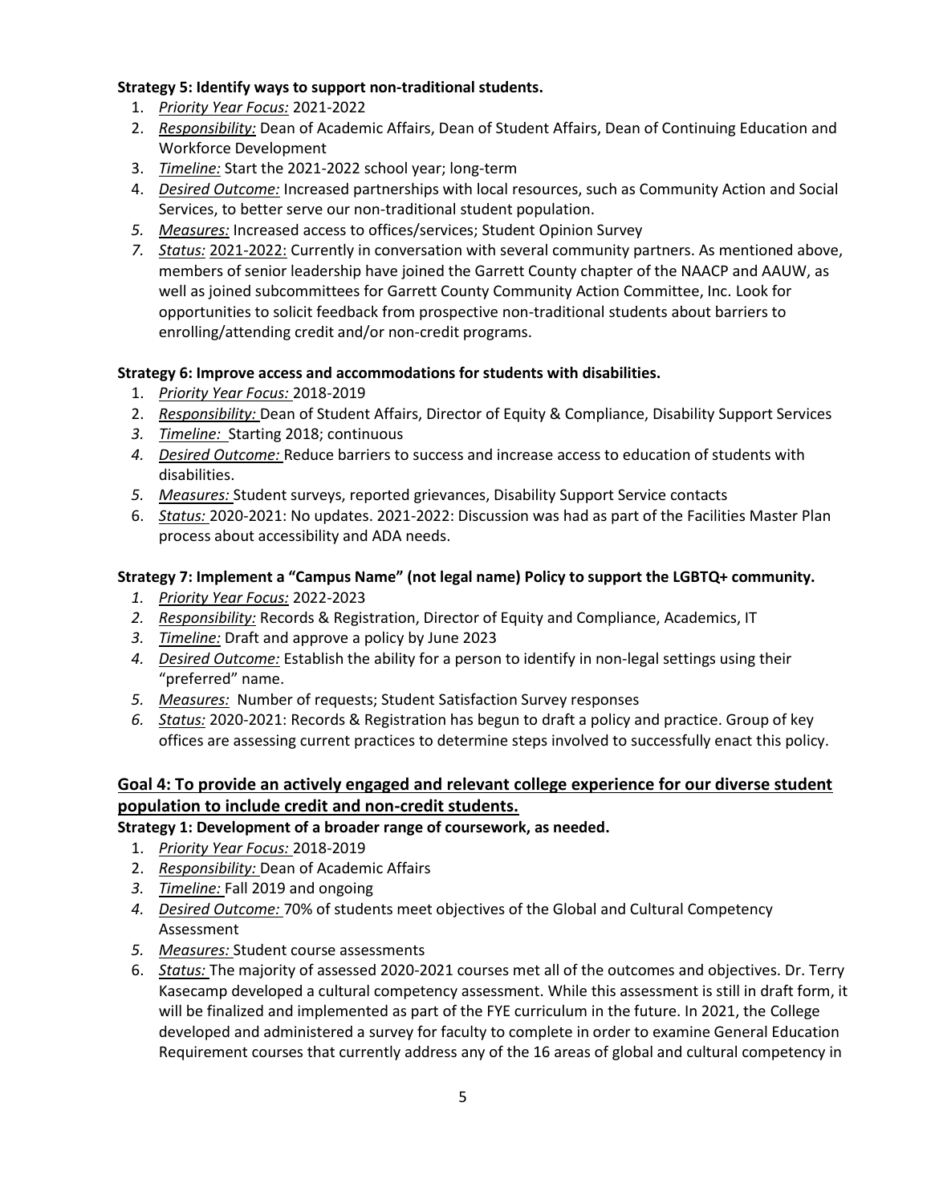**Strategy 5: Identify ways to support non-traditional students.**

1. *Priority Year Focus:* 2021-2022
2. *Responsibility:* Dean of Academic Affairs, Dean of Student Affairs, Dean of Continuing Education and Workforce Development
3. *Timeline:* Start the 2021-2022 school year; long-term
4. *Desired Outcome:* Increased partnerships with local resources, such as Community Action and Social Services, to better serve our non-traditional student population.
5. *Measures:* Increased access to offices/services; Student Opinion Survey
7. *Status:* 2021-2022: Currently in conversation with several community partners. As mentioned above, members of senior leadership have joined the Garrett County chapter of the NAACP and AAUW, as well as joined subcommittees for Garrett County Community Action Committee, Inc. Look for opportunities to solicit feedback from prospective non-traditional students about barriers to enrolling/attending credit and/or non-credit programs.

**Strategy 6: Improve access and accommodations for students with disabilities.**

1. *Priority Year Focus:* 2018-2019
2. *Responsibility:* Dean of Student Affairs, Director of Equity & Compliance, Disability Support Services
3. *Timeline:* Starting 2018; continuous
4. *Desired Outcome:* Reduce barriers to success and increase access to education of students with disabilities.
5. *Measures:* Student surveys, reported grievances, Disability Support Service contacts
6. *Status:* 2020-2021: No updates. 2021-2022: Discussion was had as part of the Facilities Master Plan process about accessibility and ADA needs.

**Strategy 7: Implement a "Campus Name" (not legal name) Policy to support the LGBTQ+ community.**

1. *Priority Year Focus:* 2022-2023
2. *Responsibility:* Records & Registration, Director of Equity and Compliance, Academics, IT
3. *Timeline:* Draft and approve a policy by June 2023
4. *Desired Outcome:* Establish the ability for a person to identify in non-legal settings using their "preferred" name.
5. *Measures:* Number of requests; Student Satisfaction Survey responses
6. *Status:* 2020-2021: Records & Registration has begun to draft a policy and practice. Group of key offices are assessing current practices to determine steps involved to successfully enact this policy.

## Goal 4: To provide an actively engaged and relevant college experience for our diverse student population to include credit and non-credit students.

**Strategy 1: Development of a broader range of coursework, as needed.**

1. *Priority Year Focus:* 2018-2019
2. *Responsibility:* Dean of Academic Affairs
3. *Timeline:* Fall 2019 and ongoing
4. *Desired Outcome:* 70% of students meet objectives of the Global and Cultural Competency Assessment
5. *Measures:* Student course assessments
6. *Status:* The majority of assessed 2020-2021 courses met all of the outcomes and objectives. Dr. Terry Kasecamp developed a cultural competency assessment. While this assessment is still in draft form, it will be finalized and implemented as part of the FYE curriculum in the future. In 2021, the College developed and administered a survey for faculty to complete in order to examine General Education Requirement courses that currently address any of the 16 areas of global and cultural competency in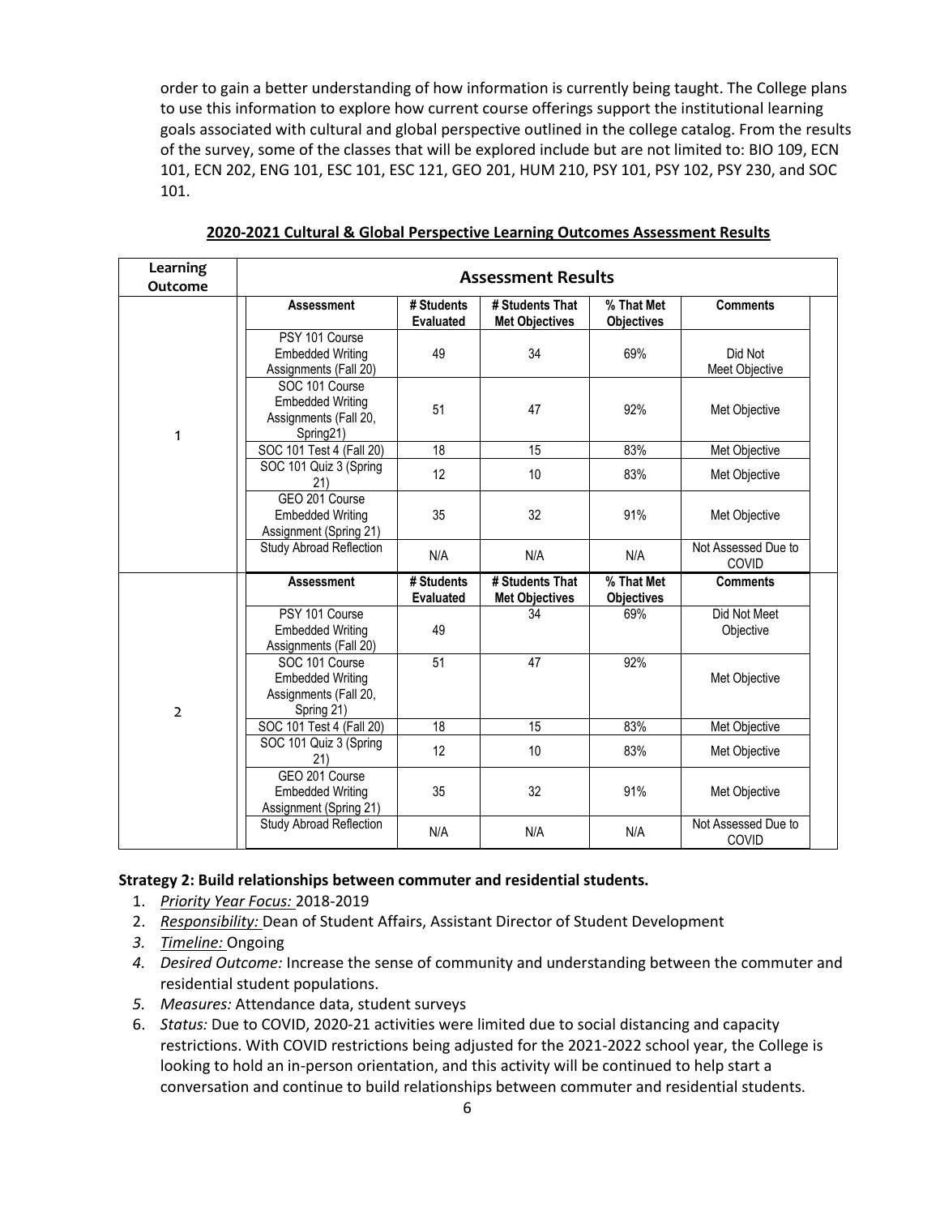order to gain a better understanding of how information is currently being taught. The College plans to use this information to explore how current course offerings support the institutional learning goals associated with cultural and global perspective outlined in the college catalog. From the results of the survey, some of the classes that will be explored include but are not limited to: BIO 109, ECN 101, ECN 202, ENG 101, ESC 101, ESC 121, GEO 201, HUM 210, PSY 101, PSY 102, PSY 230, and SOC 101.

**2020-2021 Cultural & Global Perspective Learning Outcomes Assessment Results**

| Learning Outcome | Assessment Results | | | | |
|---|---|---|---|---|---|
| | **Assessment** | **# Students Evaluated** | **# Students That Met Objectives** | **% That Met Objectives** | **Comments** |
| 1 | PSY 101 Course Embedded Writing Assignments (Fall 20) | 49 | 34 | 69% | Did Not Meet Objective |
| | SOC 101 Course Embedded Writing Assignments (Fall 20, Spring21) | 51 | 47 | 92% | Met Objective |
| | SOC 101 Test 4 (Fall 20) | 18 | 15 | 83% | Met Objective |
| | SOC 101 Quiz 3 (Spring 21) | 12 | 10 | 83% | Met Objective |
| | GEO 201 Course Embedded Writing Assignment (Spring 21) | 35 | 32 | 91% | Met Objective |
| | Study Abroad Reflection | N/A | N/A | N/A | Not Assessed Due to COVID |
| | **Assessment** | **# Students Evaluated** | **# Students That Met Objectives** | **% That Met Objectives** | **Comments** |
| 2 | PSY 101 Course Embedded Writing Assignments (Fall 20) | 49 | 34 | 69% | Did Not Meet Objective |
| | SOC 101 Course Embedded Writing Assignments (Fall 20, Spring 21) | 51 | 47 | 92% | Met Objective |
| | SOC 101 Test 4 (Fall 20) | 18 | 15 | 83% | Met Objective |
| | SOC 101 Quiz 3 (Spring 21) | 12 | 10 | 83% | Met Objective |
| | GEO 201 Course Embedded Writing Assignment (Spring 21) | 35 | 32 | 91% | Met Objective |
| | Study Abroad Reflection | N/A | N/A | N/A | Not Assessed Due to COVID |

**Strategy 2: Build relationships between commuter and residential students.**

1. *Priority Year Focus:* 2018-2019
2. *Responsibility:* Dean of Student Affairs, Assistant Director of Student Development
3. *Timeline:* Ongoing
4. *Desired Outcome:* Increase the sense of community and understanding between the commuter and residential student populations.
5. *Measures:* Attendance data, student surveys
6. *Status:* Due to COVID, 2020-21 activities were limited due to social distancing and capacity restrictions. With COVID restrictions being adjusted for the 2021-2022 school year, the College is looking to hold an in-person orientation, and this activity will be continued to help start a conversation and continue to build relationships between commuter and residential students.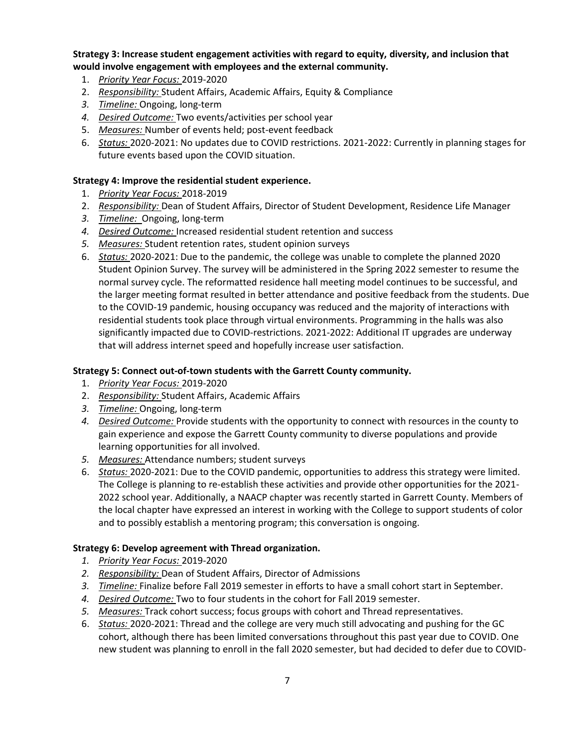**Strategy 3: Increase student engagement activities with regard to equity, diversity, and inclusion that would involve engagement with employees and the external community.**

1. *Priority Year Focus:* 2019-2020
2. *Responsibility:* Student Affairs, Academic Affairs, Equity & Compliance
3. *Timeline:* Ongoing, long-term
4. *Desired Outcome:* Two events/activities per school year
5. *Measures:* Number of events held; post-event feedback
6. *Status:* 2020-2021: No updates due to COVID restrictions. 2021-2022: Currently in planning stages for future events based upon the COVID situation.

**Strategy 4: Improve the residential student experience.**

1. *Priority Year Focus:* 2018-2019
2. *Responsibility:* Dean of Student Affairs, Director of Student Development, Residence Life Manager
3. *Timeline:* Ongoing, long-term
4. *Desired Outcome:* Increased residential student retention and success
5. *Measures:* Student retention rates, student opinion surveys
6. *Status:* 2020-2021: Due to the pandemic, the college was unable to complete the planned 2020 Student Opinion Survey. The survey will be administered in the Spring 2022 semester to resume the normal survey cycle. The reformatted residence hall meeting model continues to be successful, and the larger meeting format resulted in better attendance and positive feedback from the students. Due to the COVID-19 pandemic, housing occupancy was reduced and the majority of interactions with residential students took place through virtual environments. Programming in the halls was also significantly impacted due to COVID-restrictions. 2021-2022: Additional IT upgrades are underway that will address internet speed and hopefully increase user satisfaction.

**Strategy 5: Connect out-of-town students with the Garrett County community.**

1. *Priority Year Focus:* 2019-2020
2. *Responsibility:* Student Affairs, Academic Affairs
3. *Timeline:* Ongoing, long-term
4. *Desired Outcome:* Provide students with the opportunity to connect with resources in the county to gain experience and expose the Garrett County community to diverse populations and provide learning opportunities for all involved.
5. *Measures:* Attendance numbers; student surveys
6. *Status:* 2020-2021: Due to the COVID pandemic, opportunities to address this strategy were limited. The College is planning to re-establish these activities and provide other opportunities for the 2021-2022 school year. Additionally, a NAACP chapter was recently started in Garrett County. Members of the local chapter have expressed an interest in working with the College to support students of color and to possibly establish a mentoring program; this conversation is ongoing.

**Strategy 6: Develop agreement with Thread organization.**

1. *Priority Year Focus:* 2019-2020
2. *Responsibility:* Dean of Student Affairs, Director of Admissions
3. *Timeline:* Finalize before Fall 2019 semester in efforts to have a small cohort start in September.
4. *Desired Outcome:* Two to four students in the cohort for Fall 2019 semester.
5. *Measures:* Track cohort success; focus groups with cohort and Thread representatives.
6. *Status:* 2020-2021: Thread and the college are very much still advocating and pushing for the GC cohort, although there has been limited conversations throughout this past year due to COVID. One new student was planning to enroll in the fall 2020 semester, but had decided to defer due to COVID-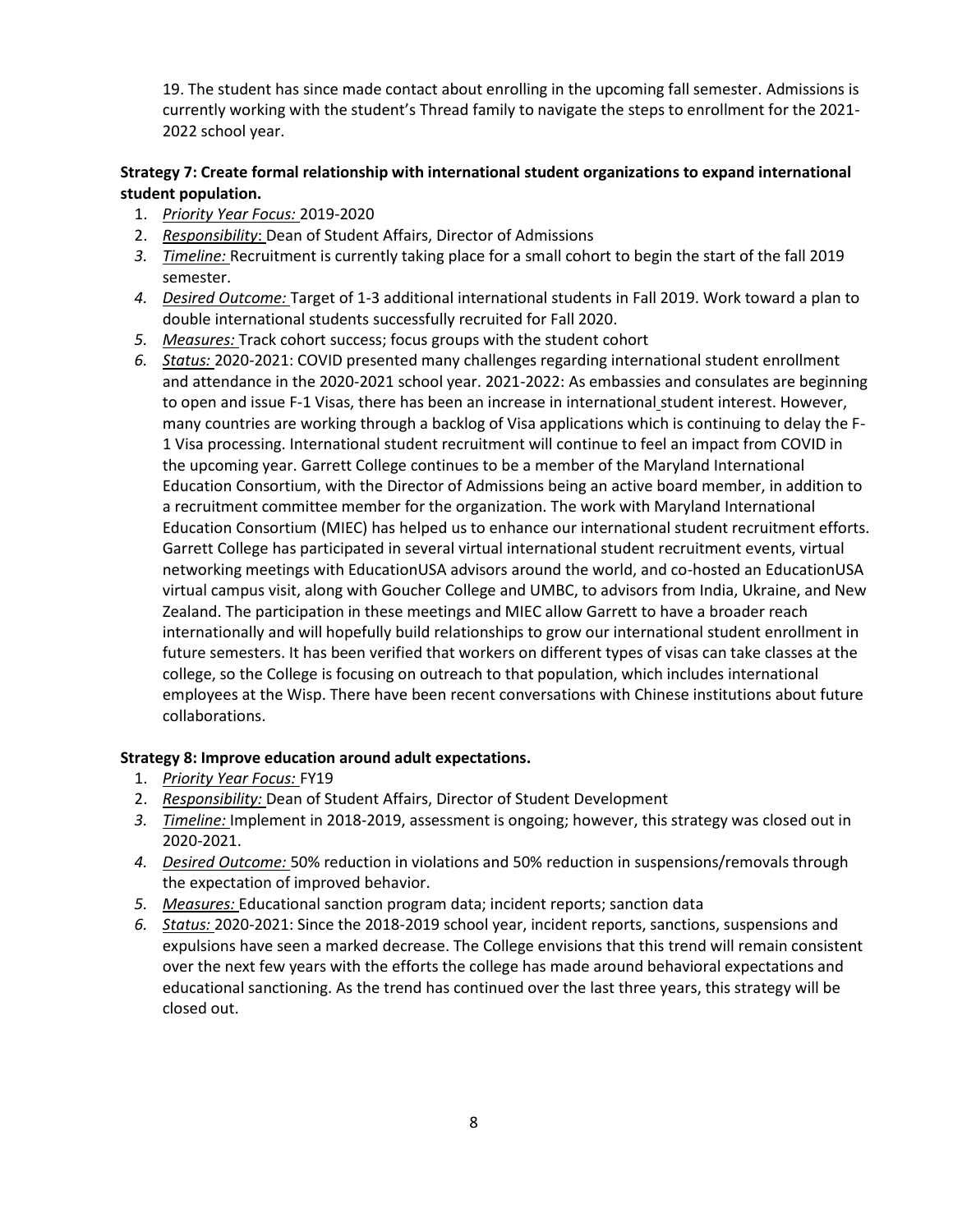19. The student has since made contact about enrolling in the upcoming fall semester. Admissions is currently working with the student's Thread family to navigate the steps to enrollment for the 2021-2022 school year.

**Strategy 7: Create formal relationship with international student organizations to expand international student population.**

1. *Priority Year Focus:* 2019-2020
2. *Responsibility*: Dean of Student Affairs, Director of Admissions
3. *Timeline:* Recruitment is currently taking place for a small cohort to begin the start of the fall 2019 semester.
4. *Desired Outcome:* Target of 1-3 additional international students in Fall 2019. Work toward a plan to double international students successfully recruited for Fall 2020.
5. *Measures:* Track cohort success; focus groups with the student cohort
6. *Status:* 2020-2021: COVID presented many challenges regarding international student enrollment and attendance in the 2020-2021 school year. 2021-2022: As embassies and consulates are beginning to open and issue F-1 Visas, there has been an increase in international student interest. However, many countries are working through a backlog of Visa applications which is continuing to delay the F-1 Visa processing. International student recruitment will continue to feel an impact from COVID in the upcoming year. Garrett College continues to be a member of the Maryland International Education Consortium, with the Director of Admissions being an active board member, in addition to a recruitment committee member for the organization. The work with Maryland International Education Consortium (MIEC) has helped us to enhance our international student recruitment efforts. Garrett College has participated in several virtual international student recruitment events, virtual networking meetings with EducationUSA advisors around the world, and co-hosted an EducationUSA virtual campus visit, along with Goucher College and UMBC, to advisors from India, Ukraine, and New Zealand. The participation in these meetings and MIEC allow Garrett to have a broader reach internationally and will hopefully build relationships to grow our international student enrollment in future semesters. It has been verified that workers on different types of visas can take classes at the college, so the College is focusing on outreach to that population, which includes international employees at the Wisp. There have been recent conversations with Chinese institutions about future collaborations.

**Strategy 8: Improve education around adult expectations.**

1. *Priority Year Focus:* FY19
2. *Responsibility:* Dean of Student Affairs, Director of Student Development
3. *Timeline:* Implement in 2018-2019, assessment is ongoing; however, this strategy was closed out in 2020-2021.
4. *Desired Outcome:* 50% reduction in violations and 50% reduction in suspensions/removals through the expectation of improved behavior.
5. *Measures:* Educational sanction program data; incident reports; sanction data
6. *Status:* 2020-2021: Since the 2018-2019 school year, incident reports, sanctions, suspensions and expulsions have seen a marked decrease. The College envisions that this trend will remain consistent over the next few years with the efforts the college has made around behavioral expectations and educational sanctioning. As the trend has continued over the last three years, this strategy will be closed out.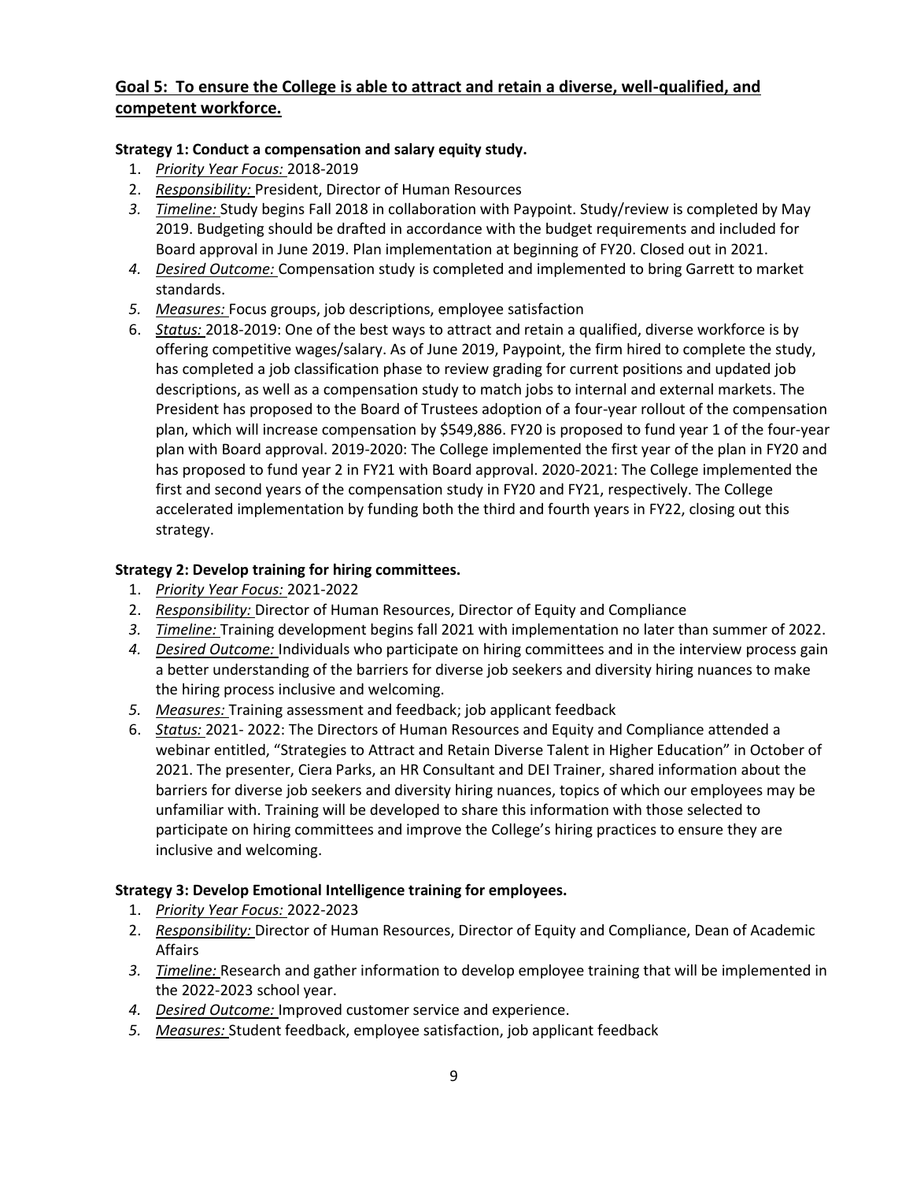## **Goal 5: To ensure the College is able to attract and retain a diverse, well-qualified, and competent workforce.**

**Strategy 1: Conduct a compensation and salary equity study.**

1. *Priority Year Focus:* 2018-2019
2. *Responsibility:* President, Director of Human Resources
3. *Timeline:* Study begins Fall 2018 in collaboration with Paypoint. Study/review is completed by May 2019. Budgeting should be drafted in accordance with the budget requirements and included for Board approval in June 2019. Plan implementation at beginning of FY20. Closed out in 2021.
4. *Desired Outcome:* Compensation study is completed and implemented to bring Garrett to market standards.
5. *Measures:* Focus groups, job descriptions, employee satisfaction
6. *Status:* 2018-2019: One of the best ways to attract and retain a qualified, diverse workforce is by offering competitive wages/salary. As of June 2019, Paypoint, the firm hired to complete the study, has completed a job classification phase to review grading for current positions and updated job descriptions, as well as a compensation study to match jobs to internal and external markets. The President has proposed to the Board of Trustees adoption of a four-year rollout of the compensation plan, which will increase compensation by $549,886. FY20 is proposed to fund year 1 of the four-year plan with Board approval. 2019-2020: The College implemented the first year of the plan in FY20 and has proposed to fund year 2 in FY21 with Board approval. 2020-2021: The College implemented the first and second years of the compensation study in FY20 and FY21, respectively. The College accelerated implementation by funding both the third and fourth years in FY22, closing out this strategy.

**Strategy 2: Develop training for hiring committees.**

1. *Priority Year Focus:* 2021-2022
2. *Responsibility:* Director of Human Resources, Director of Equity and Compliance
3. *Timeline:* Training development begins fall 2021 with implementation no later than summer of 2022.
4. *Desired Outcome:* Individuals who participate on hiring committees and in the interview process gain a better understanding of the barriers for diverse job seekers and diversity hiring nuances to make the hiring process inclusive and welcoming.
5. *Measures:* Training assessment and feedback; job applicant feedback
6. *Status:* 2021- 2022: The Directors of Human Resources and Equity and Compliance attended a webinar entitled, "Strategies to Attract and Retain Diverse Talent in Higher Education" in October of 2021. The presenter, Ciera Parks, an HR Consultant and DEI Trainer, shared information about the barriers for diverse job seekers and diversity hiring nuances, topics of which our employees may be unfamiliar with. Training will be developed to share this information with those selected to participate on hiring committees and improve the College's hiring practices to ensure they are inclusive and welcoming.

**Strategy 3: Develop Emotional Intelligence training for employees.**

1. *Priority Year Focus:* 2022-2023
2. *Responsibility:* Director of Human Resources, Director of Equity and Compliance, Dean of Academic Affairs
3. *Timeline:* Research and gather information to develop employee training that will be implemented in the 2022-2023 school year.
4. *Desired Outcome:* Improved customer service and experience.
5. *Measures:* Student feedback, employee satisfaction, job applicant feedback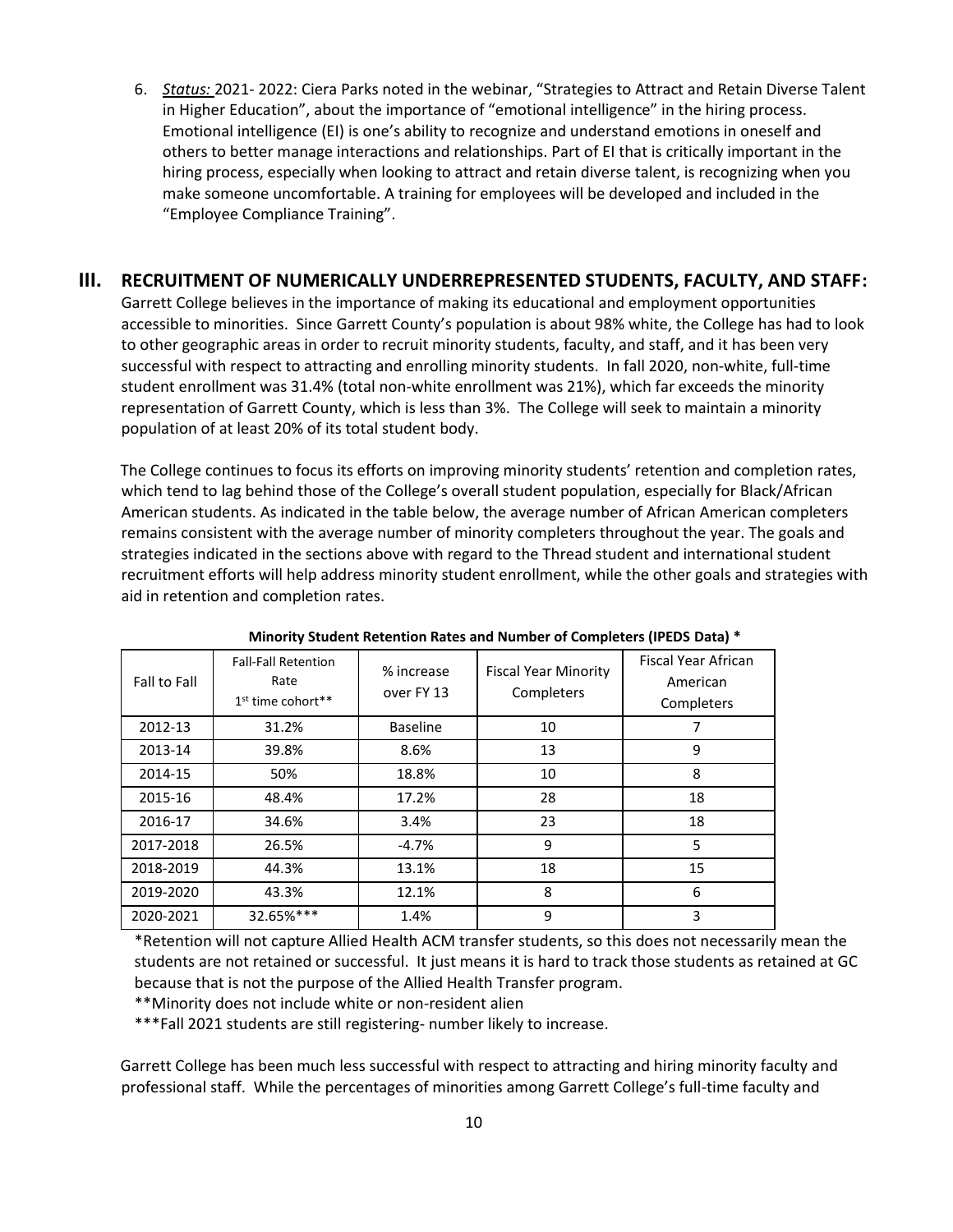6. *Status:* 2021- 2022: Ciera Parks noted in the webinar, "Strategies to Attract and Retain Diverse Talent in Higher Education", about the importance of "emotional intelligence" in the hiring process. Emotional intelligence (EI) is one's ability to recognize and understand emotions in oneself and others to better manage interactions and relationships. Part of EI that is critically important in the hiring process, especially when looking to attract and retain diverse talent, is recognizing when you make someone uncomfortable. A training for employees will be developed and included in the "Employee Compliance Training".

## III. RECRUITMENT OF NUMERICALLY UNDERREPRESENTED STUDENTS, FACULTY, AND STAFF:

Garrett College believes in the importance of making its educational and employment opportunities accessible to minorities. Since Garrett County's population is about 98% white, the College has had to look to other geographic areas in order to recruit minority students, faculty, and staff, and it has been very successful with respect to attracting and enrolling minority students. In fall 2020, non-white, full-time student enrollment was 31.4% (total non-white enrollment was 21%), which far exceeds the minority representation of Garrett County, which is less than 3%. The College will seek to maintain a minority population of at least 20% of its total student body.

The College continues to focus its efforts on improving minority students' retention and completion rates, which tend to lag behind those of the College's overall student population, especially for Black/African American students. As indicated in the table below, the average number of African American completers remains consistent with the average number of minority completers throughout the year. The goals and strategies indicated in the sections above with regard to the Thread student and international student recruitment efforts will help address minority student enrollment, while the other goals and strategies with aid in retention and completion rates.

**Minority Student Retention Rates and Number of Completers (IPEDS Data) \***

| Fall to Fall | Fall-Fall Retention Rate 1st time cohort** | % increase over FY 13 | Fiscal Year Minority Completers | Fiscal Year African American Completers |
|---|---|---|---|---|
| 2012-13 | 31.2% | Baseline | 10 | 7 |
| 2013-14 | 39.8% | 8.6% | 13 | 9 |
| 2014-15 | 50% | 18.8% | 10 | 8 |
| 2015-16 | 48.4% | 17.2% | 28 | 18 |
| 2016-17 | 34.6% | 3.4% | 23 | 18 |
| 2017-2018 | 26.5% | -4.7% | 9 | 5 |
| 2018-2019 | 44.3% | 13.1% | 18 | 15 |
| 2019-2020 | 43.3% | 12.1% | 8 | 6 |
| 2020-2021 | 32.65%*** | 1.4% | 9 | 3 |

*Retention will not capture Allied Health ACM transfer students, so this does not necessarily mean the students are not retained or successful. It just means it is hard to track those students as retained at GC because that is not the purpose of the Allied Health Transfer program.

**Minority does not include white or non-resident alien

***Fall 2021 students are still registering- number likely to increase.

Garrett College has been much less successful with respect to attracting and hiring minority faculty and professional staff. While the percentages of minorities among Garrett College's full-time faculty and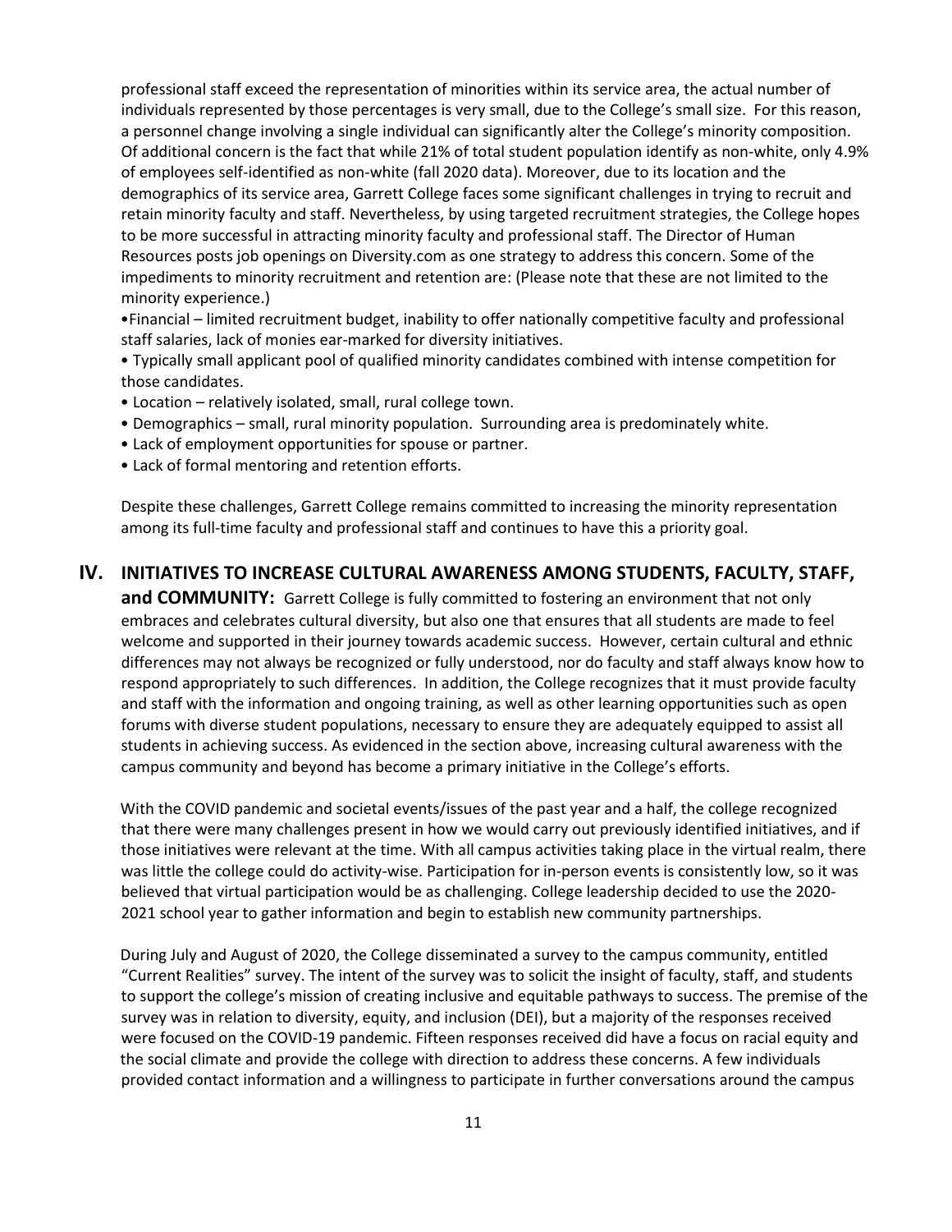professional staff exceed the representation of minorities within its service area, the actual number of individuals represented by those percentages is very small, due to the College's small size. For this reason, a personnel change involving a single individual can significantly alter the College's minority composition. Of additional concern is the fact that while 21% of total student population identify as non-white, only 4.9% of employees self-identified as non-white (fall 2020 data). Moreover, due to its location and the demographics of its service area, Garrett College faces some significant challenges in trying to recruit and retain minority faculty and staff. Nevertheless, by using targeted recruitment strategies, the College hopes to be more successful in attracting minority faculty and professional staff. The Director of Human Resources posts job openings on Diversity.com as one strategy to address this concern. Some of the impediments to minority recruitment and retention are: (Please note that these are not limited to the minority experience.)

- Financial – limited recruitment budget, inability to offer nationally competitive faculty and professional staff salaries, lack of monies ear-marked for diversity initiatives.
- Typically small applicant pool of qualified minority candidates combined with intense competition for those candidates.
- Location – relatively isolated, small, rural college town.
- Demographics – small, rural minority population. Surrounding area is predominately white.
- Lack of employment opportunities for spouse or partner.
- Lack of formal mentoring and retention efforts.

Despite these challenges, Garrett College remains committed to increasing the minority representation among its full-time faculty and professional staff and continues to have this a priority goal.

## IV. INITIATIVES TO INCREASE CULTURAL AWARENESS AMONG STUDENTS, FACULTY, STAFF, and COMMUNITY:

Garrett College is fully committed to fostering an environment that not only embraces and celebrates cultural diversity, but also one that ensures that all students are made to feel welcome and supported in their journey towards academic success. However, certain cultural and ethnic differences may not always be recognized or fully understood, nor do faculty and staff always know how to respond appropriately to such differences. In addition, the College recognizes that it must provide faculty and staff with the information and ongoing training, as well as other learning opportunities such as open forums with diverse student populations, necessary to ensure they are adequately equipped to assist all students in achieving success. As evidenced in the section above, increasing cultural awareness with the campus community and beyond has become a primary initiative in the College's efforts.

With the COVID pandemic and societal events/issues of the past year and a half, the college recognized that there were many challenges present in how we would carry out previously identified initiatives, and if those initiatives were relevant at the time. With all campus activities taking place in the virtual realm, there was little the college could do activity-wise. Participation for in-person events is consistently low, so it was believed that virtual participation would be as challenging. College leadership decided to use the 2020-2021 school year to gather information and begin to establish new community partnerships.

During July and August of 2020, the College disseminated a survey to the campus community, entitled "Current Realities" survey. The intent of the survey was to solicit the insight of faculty, staff, and students to support the college's mission of creating inclusive and equitable pathways to success. The premise of the survey was in relation to diversity, equity, and inclusion (DEI), but a majority of the responses received were focused on the COVID-19 pandemic. Fifteen responses received did have a focus on racial equity and the social climate and provide the college with direction to address these concerns. A few individuals provided contact information and a willingness to participate in further conversations around the campus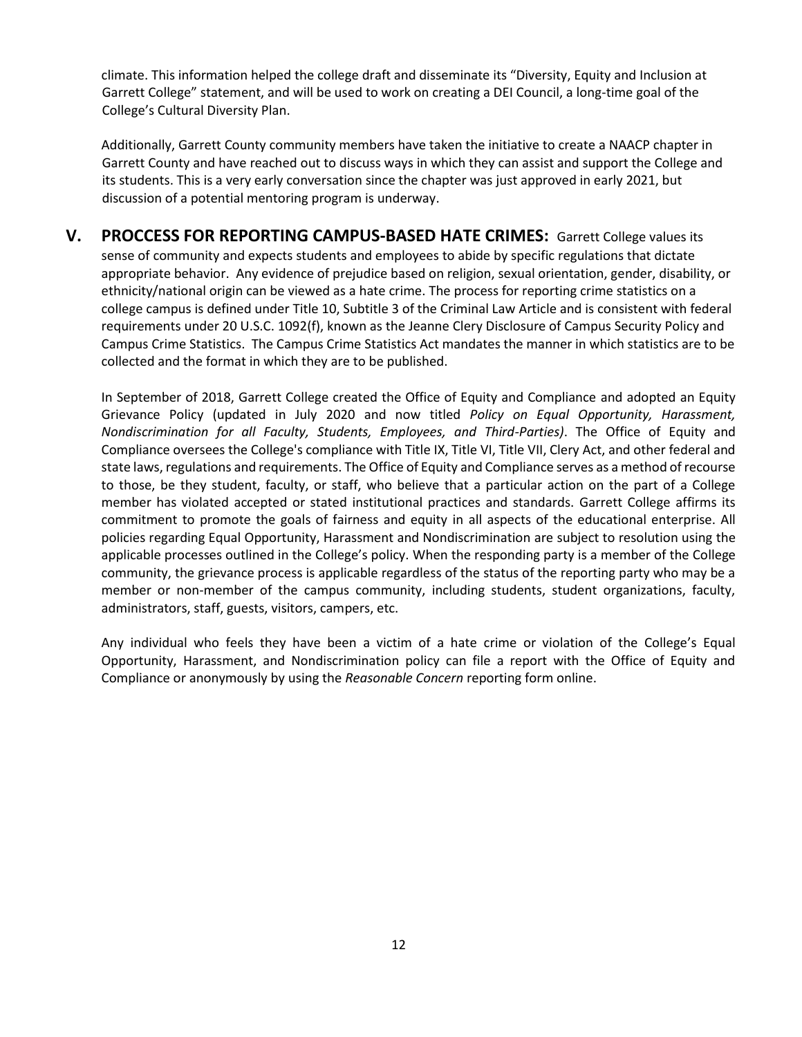climate. This information helped the college draft and disseminate its "Diversity, Equity and Inclusion at Garrett College" statement, and will be used to work on creating a DEI Council, a long-time goal of the College's Cultural Diversity Plan.

Additionally, Garrett County community members have taken the initiative to create a NAACP chapter in Garrett County and have reached out to discuss ways in which they can assist and support the College and its students. This is a very early conversation since the chapter was just approved in early 2021, but discussion of a potential mentoring program is underway.

## V. PROCCESS FOR REPORTING CAMPUS-BASED HATE CRIMES:

Garrett College values its sense of community and expects students and employees to abide by specific regulations that dictate appropriate behavior. Any evidence of prejudice based on religion, sexual orientation, gender, disability, or ethnicity/national origin can be viewed as a hate crime. The process for reporting crime statistics on a college campus is defined under Title 10, Subtitle 3 of the Criminal Law Article and is consistent with federal requirements under 20 U.S.C. 1092(f), known as the Jeanne Clery Disclosure of Campus Security Policy and Campus Crime Statistics. The Campus Crime Statistics Act mandates the manner in which statistics are to be collected and the format in which they are to be published.

In September of 2018, Garrett College created the Office of Equity and Compliance and adopted an Equity Grievance Policy (updated in July 2020 and now titled *Policy on Equal Opportunity, Harassment, Nondiscrimination for all Faculty, Students, Employees, and Third-Parties)*. The Office of Equity and Compliance oversees the College's compliance with Title IX, Title VI, Title VII, Clery Act, and other federal and state laws, regulations and requirements. The Office of Equity and Compliance serves as a method of recourse to those, be they student, faculty, or staff, who believe that a particular action on the part of a College member has violated accepted or stated institutional practices and standards. Garrett College affirms its commitment to promote the goals of fairness and equity in all aspects of the educational enterprise. All policies regarding Equal Opportunity, Harassment and Nondiscrimination are subject to resolution using the applicable processes outlined in the College's policy. When the responding party is a member of the College community, the grievance process is applicable regardless of the status of the reporting party who may be a member or non-member of the campus community, including students, student organizations, faculty, administrators, staff, guests, visitors, campers, etc.

Any individual who feels they have been a victim of a hate crime or violation of the College's Equal Opportunity, Harassment, and Nondiscrimination policy can file a report with the Office of Equity and Compliance or anonymously by using the *Reasonable Concern* reporting form online.